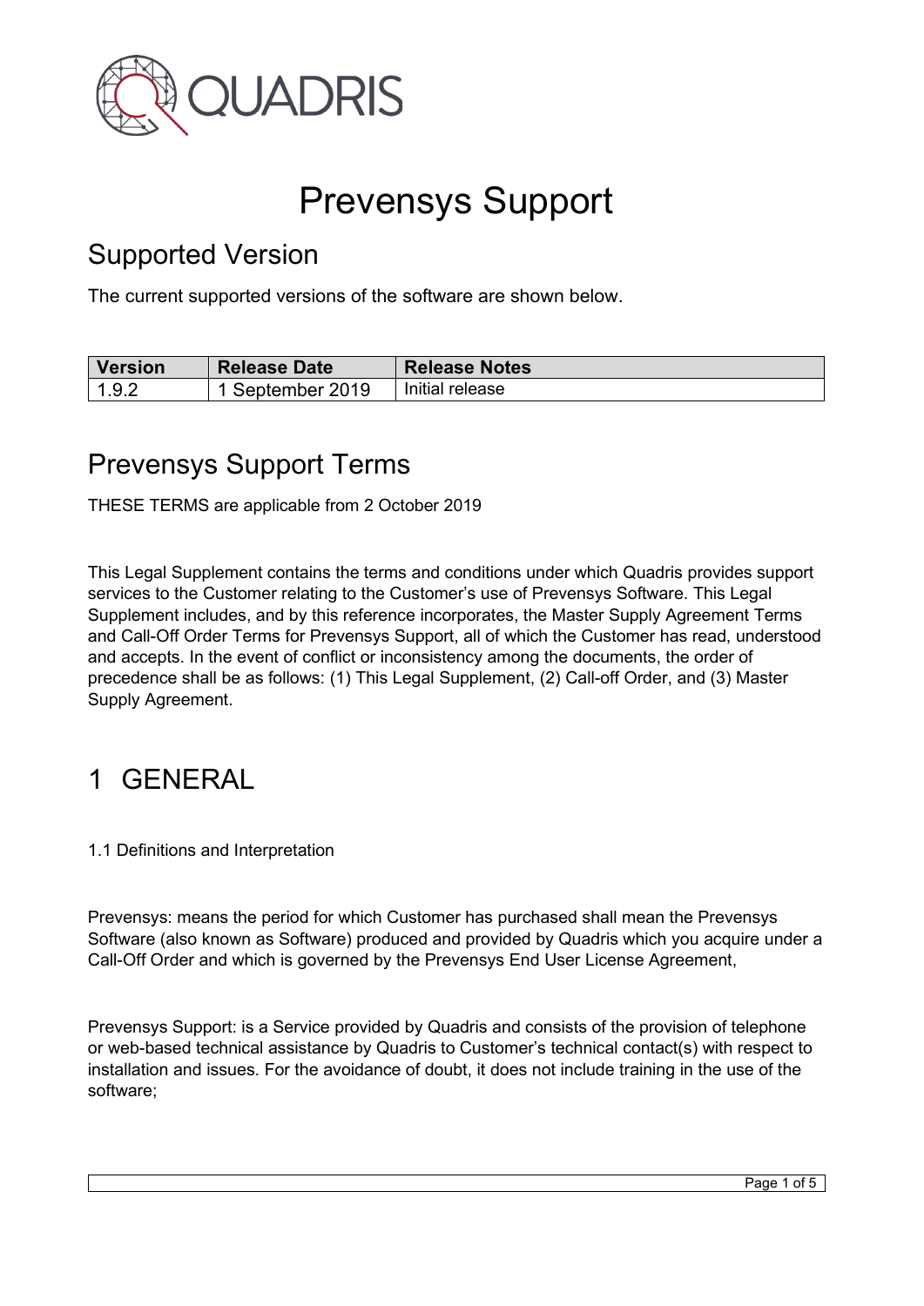QUADRIS

# Prevensys Support

## Supported Version

The current supported versions of the software are shown below.

| Version | Release Date | Release Notes |
| --- | --- | --- |
| 1.9.2 | 1 September 2019 | Initial release |

## Prevensys Support Terms

THESE TERMS are applicable from 2 October 2019

This Legal Supplement contains the terms and conditions under which Quadris provides support services to the Customer relating to the Customer's use of Prevensys Software. This Legal Supplement includes, and by this reference incorporates, the Master Supply Agreement Terms and Call-Off Order Terms for Prevensys Support, all of which the Customer has read, understood and accepts. In the event of conflict or inconsistency among the documents, the order of precedence shall be as follows: (1) This Legal Supplement, (2) Call-off Order, and (3) Master Supply Agreement.

# 1 GENERAL

1.1 Definitions and Interpretation

Prevensys: means the period for which Customer has purchased shall mean the Prevensys Software (also known as Software) produced and provided by Quadris which you acquire under a Call-Off Order and which is governed by the Prevensys End User License Agreement,

Prevensys Support: is a Service provided by Quadris and consists of the provision of telephone or web-based technical assistance by Quadris to Customer's technical contact(s) with respect to installation and issues. For the avoidance of doubt, it does not include training in the use of the software;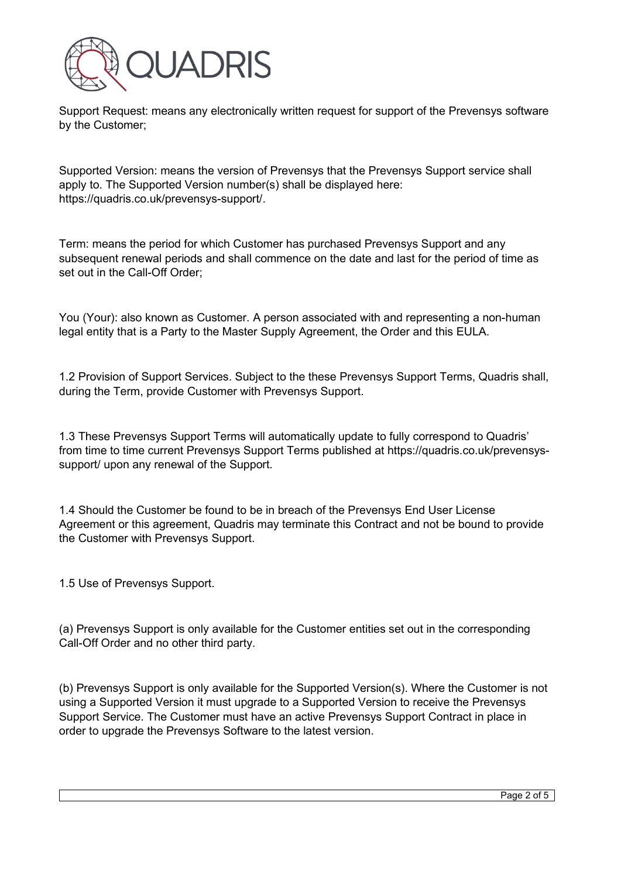Support Request: means any electronically written request for support of the Prevensys software by the Customer;

Supported Version: means the version of Prevensys that the Prevensys Support service shall apply to. The Supported Version number(s) shall be displayed here: https://quadris.co.uk/prevensys-support/.

Term: means the period for which Customer has purchased Prevensys Support and any subsequent renewal periods and shall commence on the date and last for the period of time as set out in the Call-Off Order;

You (Your): also known as Customer. A person associated with and representing a non-human legal entity that is a Party to the Master Supply Agreement, the Order and this EULA.

1.2 Provision of Support Services. Subject to the these Prevensys Support Terms, Quadris shall, during the Term, provide Customer with Prevensys Support.

1.3 These Prevensys Support Terms will automatically update to fully correspond to Quadris' from time to time current Prevensys Support Terms published at https://quadris.co.uk/prevensys-support/ upon any renewal of the Support.

1.4 Should the Customer be found to be in breach of the Prevensys End User License Agreement or this agreement, Quadris may terminate this Contract and not be bound to provide the Customer with Prevensys Support.

1.5 Use of Prevensys Support.

(a) Prevensys Support is only available for the Customer entities set out in the corresponding Call-Off Order and no other third party.

(b) Prevensys Support is only available for the Supported Version(s). Where the Customer is not using a Supported Version it must upgrade to a Supported Version to receive the Prevensys Support Service. The Customer must have an active Prevensys Support Contract in place in order to upgrade the Prevensys Software to the latest version.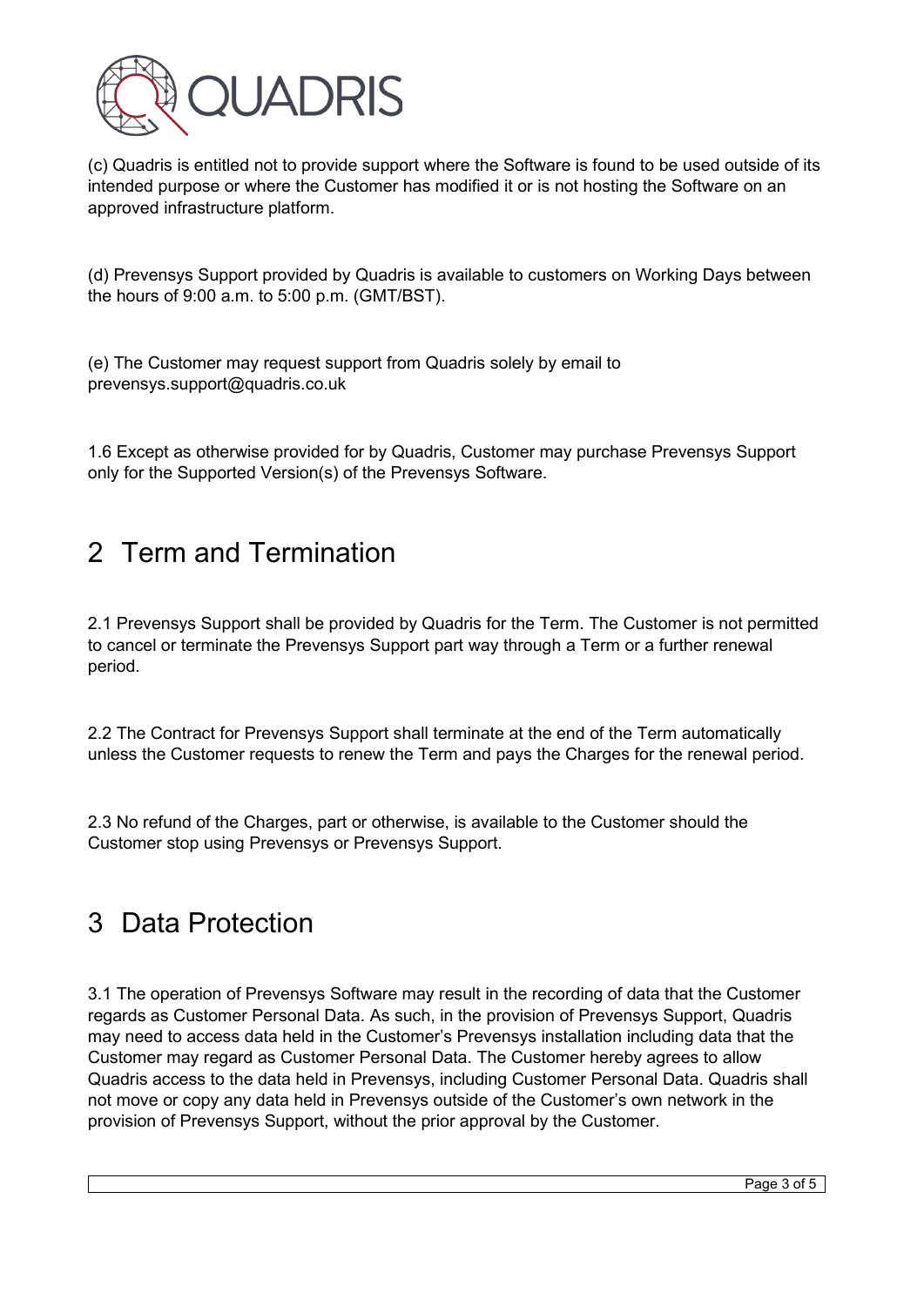(c) Quadris is entitled not to provide support where the Software is found to be used outside of its intended purpose or where the Customer has modified it or is not hosting the Software on an approved infrastructure platform.

(d) Prevensys Support provided by Quadris is available to customers on Working Days between the hours of 9:00 a.m. to 5:00 p.m. (GMT/BST).

(e) The Customer may request support from Quadris solely by email to prevensys.support@quadris.co.uk

1.6 Except as otherwise provided for by Quadris, Customer may purchase Prevensys Support only for the Supported Version(s) of the Prevensys Software.

# 2 Term and Termination

2.1 Prevensys Support shall be provided by Quadris for the Term. The Customer is not permitted to cancel or terminate the Prevensys Support part way through a Term or a further renewal period.

2.2 The Contract for Prevensys Support shall terminate at the end of the Term automatically unless the Customer requests to renew the Term and pays the Charges for the renewal period.

2.3 No refund of the Charges, part or otherwise, is available to the Customer should the Customer stop using Prevensys or Prevensys Support.

# 3 Data Protection

3.1 The operation of Prevensys Software may result in the recording of data that the Customer regards as Customer Personal Data. As such, in the provision of Prevensys Support, Quadris may need to access data held in the Customer's Prevensys installation including data that the Customer may regard as Customer Personal Data. The Customer hereby agrees to allow Quadris access to the data held in Prevensys, including Customer Personal Data. Quadris shall not move or copy any data held in Prevensys outside of the Customer's own network in the provision of Prevensys Support, without the prior approval by the Customer.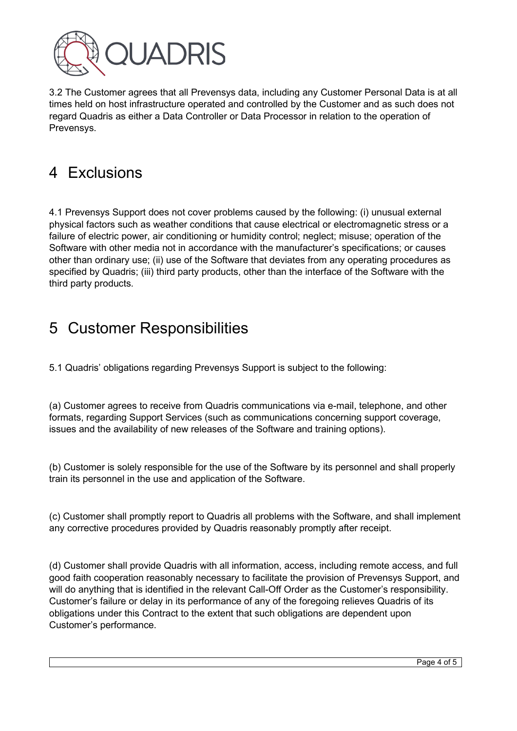3.2 The Customer agrees that all Prevensys data, including any Customer Personal Data is at all times held on host infrastructure operated and controlled by the Customer and as such does not regard Quadris as either a Data Controller or Data Processor in relation to the operation of Prevensys.

# 4 Exclusions

4.1 Prevensys Support does not cover problems caused by the following: (i) unusual external physical factors such as weather conditions that cause electrical or electromagnetic stress or a failure of electric power, air conditioning or humidity control; neglect; misuse; operation of the Software with other media not in accordance with the manufacturer's specifications; or causes other than ordinary use; (ii) use of the Software that deviates from any operating procedures as specified by Quadris; (iii) third party products, other than the interface of the Software with the third party products.

# 5 Customer Responsibilities

5.1 Quadris' obligations regarding Prevensys Support is subject to the following:

(a) Customer agrees to receive from Quadris communications via e-mail, telephone, and other formats, regarding Support Services (such as communications concerning support coverage, issues and the availability of new releases of the Software and training options).

(b) Customer is solely responsible for the use of the Software by its personnel and shall properly train its personnel in the use and application of the Software.

(c) Customer shall promptly report to Quadris all problems with the Software, and shall implement any corrective procedures provided by Quadris reasonably promptly after receipt.

(d) Customer shall provide Quadris with all information, access, including remote access, and full good faith cooperation reasonably necessary to facilitate the provision of Prevensys Support, and will do anything that is identified in the relevant Call-Off Order as the Customer's responsibility. Customer's failure or delay in its performance of any of the foregoing relieves Quadris of its obligations under this Contract to the extent that such obligations are dependent upon Customer's performance.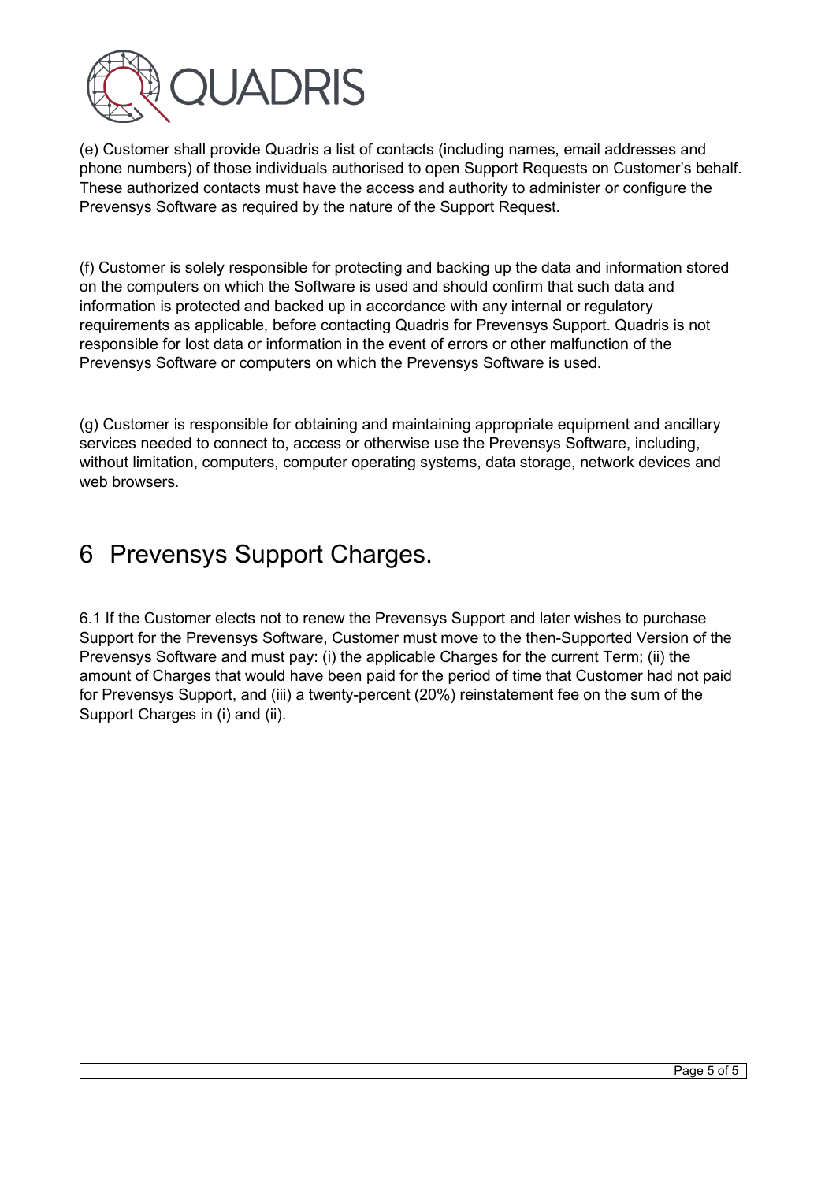(e) Customer shall provide Quadris a list of contacts (including names, email addresses and phone numbers) of those individuals authorised to open Support Requests on Customer's behalf. These authorized contacts must have the access and authority to administer or configure the Prevensys Software as required by the nature of the Support Request.

(f) Customer is solely responsible for protecting and backing up the data and information stored on the computers on which the Software is used and should confirm that such data and information is protected and backed up in accordance with any internal or regulatory requirements as applicable, before contacting Quadris for Prevensys Support. Quadris is not responsible for lost data or information in the event of errors or other malfunction of the Prevensys Software or computers on which the Prevensys Software is used.

(g) Customer is responsible for obtaining and maintaining appropriate equipment and ancillary services needed to connect to, access or otherwise use the Prevensys Software, including, without limitation, computers, computer operating systems, data storage, network devices and web browsers.

# 6 Prevensys Support Charges.

6.1 If the Customer elects not to renew the Prevensys Support and later wishes to purchase Support for the Prevensys Software, Customer must move to the then-Supported Version of the Prevensys Software and must pay: (i) the applicable Charges for the current Term; (ii) the amount of Charges that would have been paid for the period of time that Customer had not paid for Prevensys Support, and (iii) a twenty-percent (20%) reinstatement fee on the sum of the Support Charges in (i) and (ii).